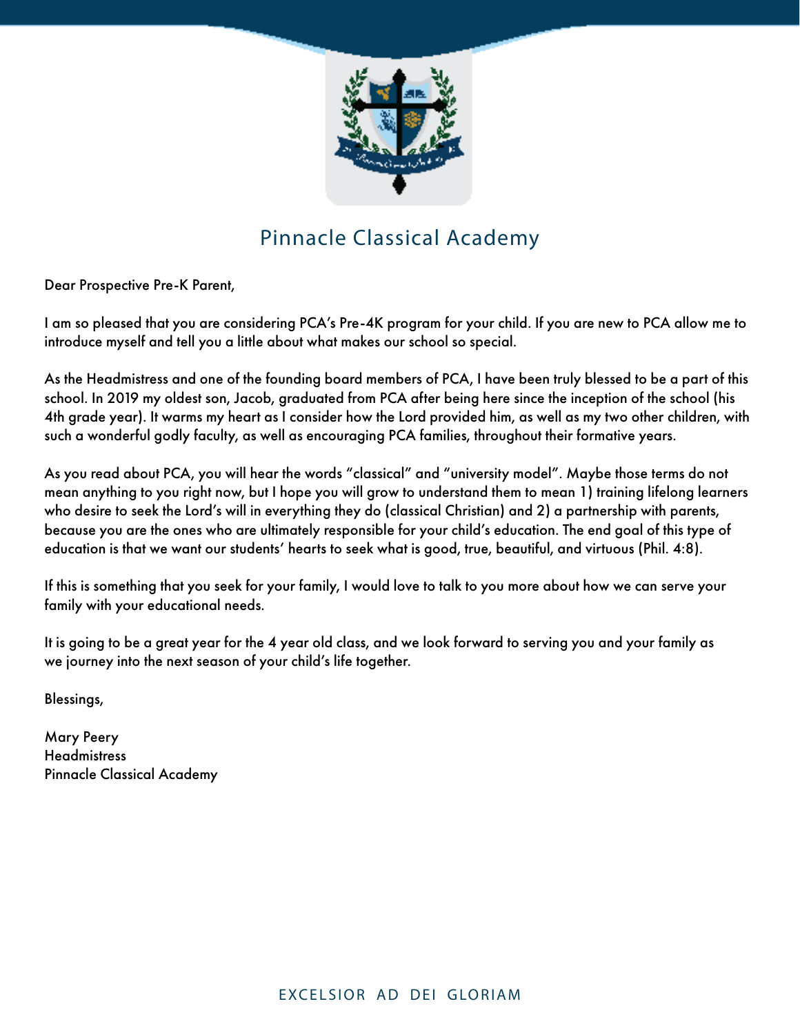# Pinnacle Classical Academy

Dear Prospective Pre-K Parent,

I am so pleased that you are considering PCA's Pre-4K program for your child. If you are new to PCA allow me to introduce myself and tell you a little about what makes our school so special.

As the Headmistress and one of the founding board members of PCA, I have been truly blessed to be a part of this school. In 2019 my oldest son, Jacob, graduated from PCA after being here since the inception of the school (his 4th grade year). It warms my heart as I consider how the Lord provided him, as well as my two other children, with such a wonderful godly faculty, as well as encouraging PCA families, throughout their formative years.

As you read about PCA, you will hear the words "classical" and "university model". Maybe those terms do not mean anything to you right now, but I hope you will grow to understand them to mean 1) training lifelong learners who desire to seek the Lord's will in everything they do (classical Christian) and 2) a partnership with parents, because you are the ones who are ultimately responsible for your child's education. The end goal of this type of education is that we want our students' hearts to seek what is good, true, beautiful, and virtuous (Phil. 4:8).

If this is something that you seek for your family, I would love to talk to you more about how we can serve your family with your educational needs.

It is going to be a great year for the 4 year old class, and we look forward to serving you and your family as we journey into the next season of your child's life together.

Blessings,

Mary Peery
Headmistress
Pinnacle Classical Academy

EXCELSIOR AD DEI GLORIAM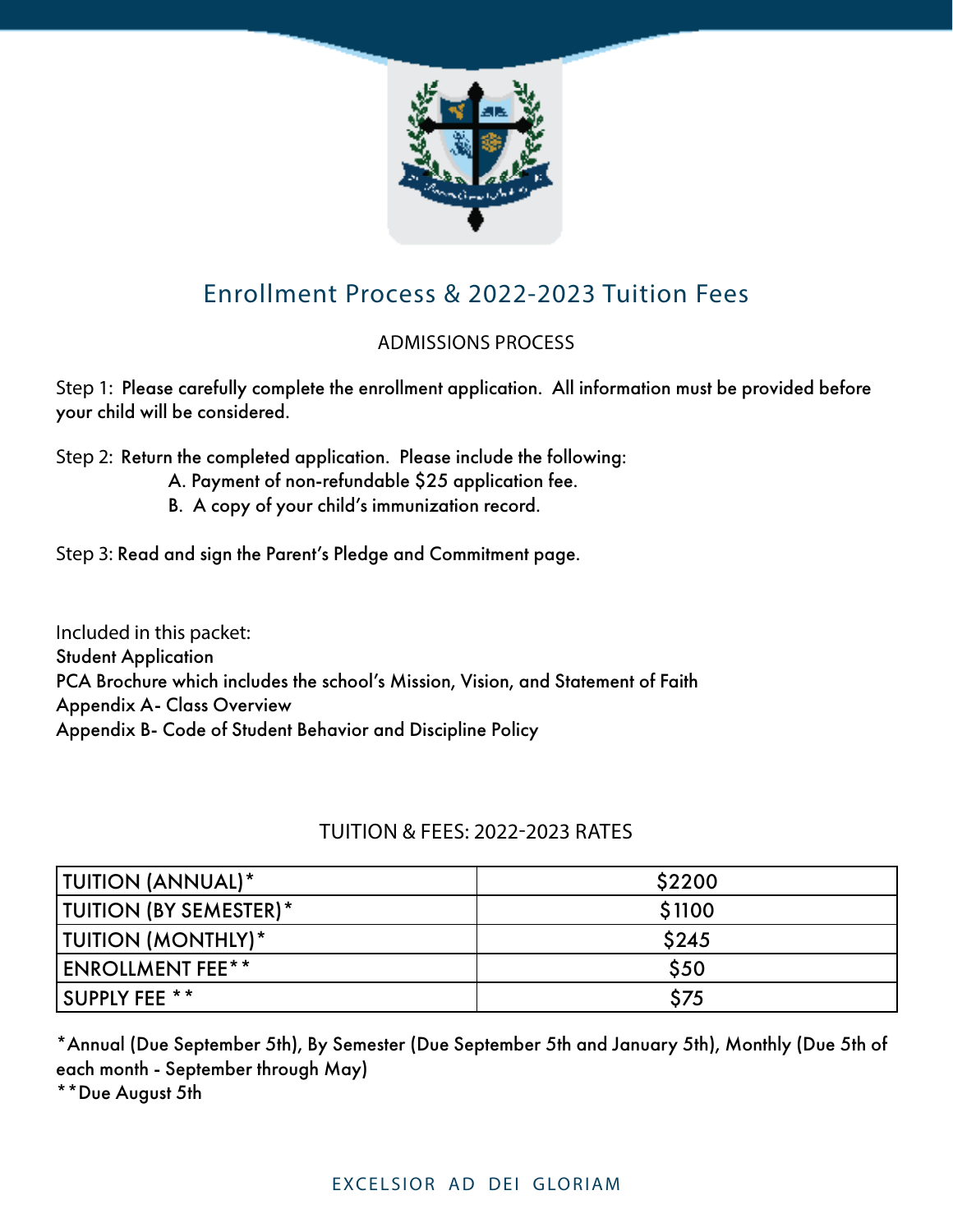# Enrollment Process & 2022-2023 Tuition Fees

## ADMISSIONS PROCESS

Step 1: Please carefully complete the enrollment application. All information must be provided before your child will be considered.

Step 2: Return the completed application. Please include the following:

A. Payment of non-refundable $25 application fee.

B. A copy of your child's immunization record.

Step 3: Read and sign the Parent's Pledge and Commitment page.

Included in this packet:
Student Application
PCA Brochure which includes the school's Mission, Vision, and Statement of Faith
Appendix A- Class Overview
Appendix B- Code of Student Behavior and Discipline Policy

## TUITION & FEES: 2022-2023 RATES

| | |
|---|---|
| TUITION (ANNUAL)* | $2200 |
| TUITION (BY SEMESTER)* | $1100 |
| TUITION (MONTHLY)* | $245 |
| ENROLLMENT FEE** | $50 |
| SUPPLY FEE ** | $75 |

*Annual (Due September 5th), By Semester (Due September 5th and January 5th), Monthly (Due 5th of each month - September through May)
**Due August 5th

EXCELSIOR AD DEI GLORIAM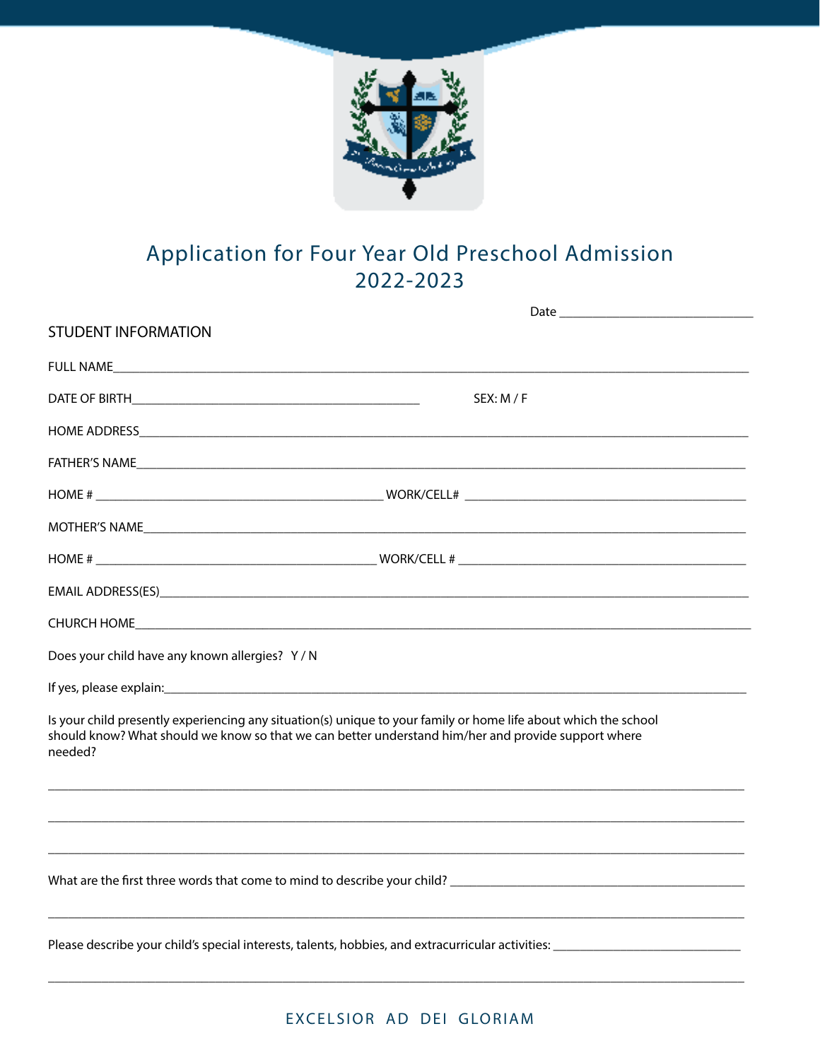# Application for Four Year Old Preschool Admission 2022-2023

Date ______________________________

## STUDENT INFORMATION

FULL NAME_______________________________________________________________________________________

DATE OF BIRTH_____________________________________________ SEX: M / F

HOME ADDRESS____________________________________________________________________________________

FATHER'S NAME____________________________________________________________________________________

HOME # ____________________________________________ WORK/CELL# ____________________________________________

MOTHER'S NAME___________________________________________________________________________________

HOME # ____________________________________________ WORK/CELL # ____________________________________________

EMAIL ADDRESS(ES)________________________________________________________________________________

CHURCH HOME_____________________________________________________________________________________

Does your child have any known allergies? Y / N

If yes, please explain:___________________________________________________________________________

Is your child presently experiencing any situation(s) unique to your family or home life about which the school should know? What should we know so that we can better understand him/her and provide support where needed?

_____________________________________________________________________________________________

_____________________________________________________________________________________________

_____________________________________________________________________________________________

What are the first three words that come to mind to describe your child? _____________________________________________

_____________________________________________________________________________________________

Please describe your child's special interests, talents, hobbies, and extracurricular activities: _____________________________

_____________________________________________________________________________________________

EXCELSIOR AD DEI GLORIAM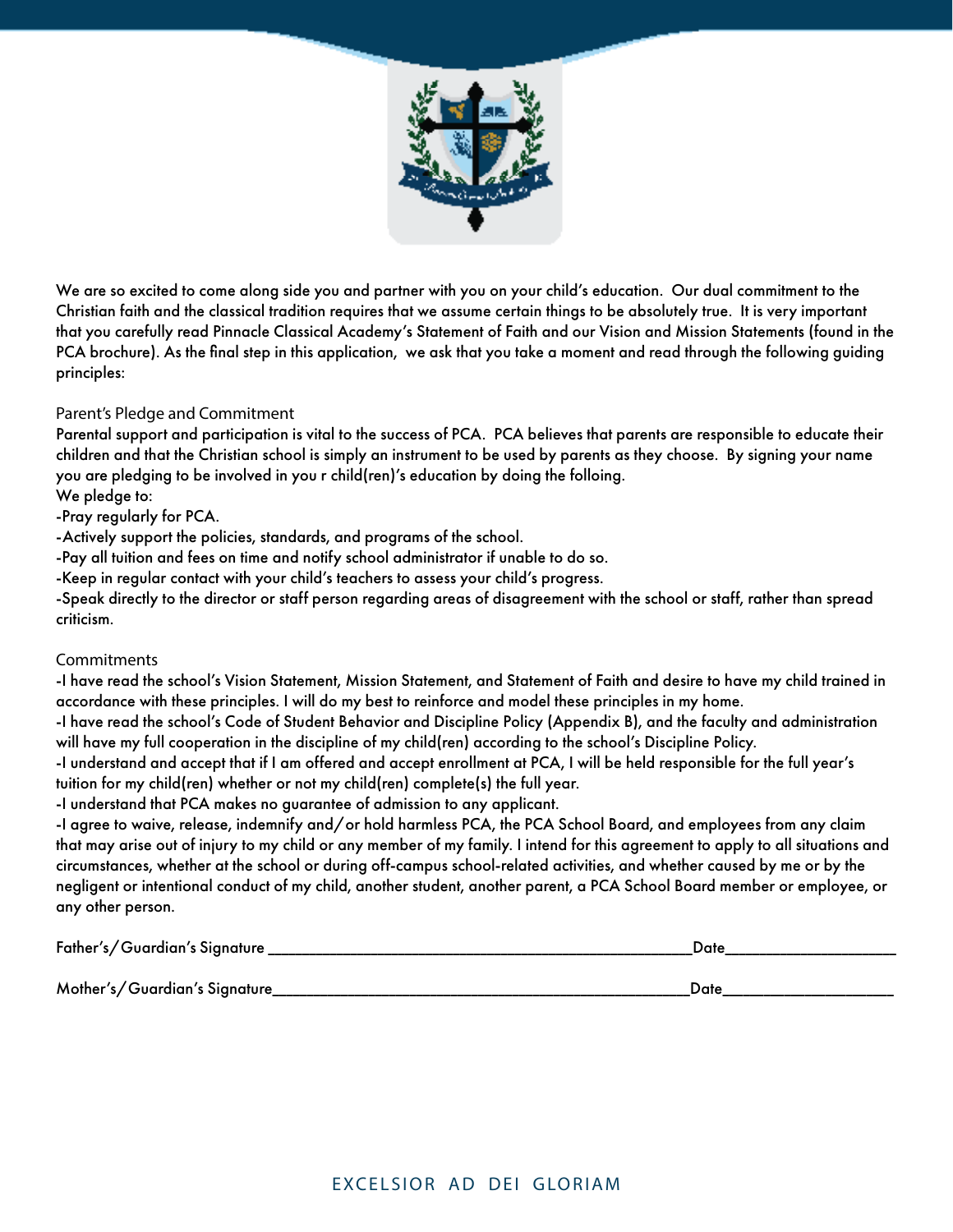We are so excited to come along side you and partner with you on your child's education. Our dual commitment to the Christian faith and the classical tradition requires that we assume certain things to be absolutely true. It is very important that you carefully read Pinnacle Classical Academy's Statement of Faith and our Vision and Mission Statements (found in the PCA brochure). As the final step in this application, we ask that you take a moment and read through the following guiding principles:

## Parent's Pledge and Commitment

Parental support and participation is vital to the success of PCA. PCA believes that parents are responsible to educate their children and that the Christian school is simply an instrument to be used by parents as they choose. By signing your name you are pledging to be involved in you r child(ren)'s education by doing the folloing.

We pledge to:

-Pray regularly for PCA.

-Actively support the policies, standards, and programs of the school.

-Pay all tuition and fees on time and notify school administrator if unable to do so.

-Keep in regular contact with your child's teachers to assess your child's progress.

-Speak directly to the director or staff person regarding areas of disagreement with the school or staff, rather than spread criticism.

## Commitments

-I have read the school's Vision Statement, Mission Statement, and Statement of Faith and desire to have my child trained in accordance with these principles. I will do my best to reinforce and model these principles in my home.

-I have read the school's Code of Student Behavior and Discipline Policy (Appendix B), and the faculty and administration will have my full cooperation in the discipline of my child(ren) according to the school's Discipline Policy.

-I understand and accept that if I am offered and accept enrollment at PCA, I will be held responsible for the full year's tuition for my child(ren) whether or not my child(ren) complete(s) the full year.

-I understand that PCA makes no guarantee of admission to any applicant.

-I agree to waive, release, indemnify and/or hold harmless PCA, the PCA School Board, and employees from any claim that may arise out of injury to my child or any member of my family. I intend for this agreement to apply to all situations and circumstances, whether at the school or during off-campus school-related activities, and whether caused by me or by the negligent or intentional conduct of my child, another student, another parent, a PCA School Board member or employee, or any other person.

Father's/Guardian's Signature ____________________________________________ Date__________________

Mother's/Guardian's Signature____________________________________________ Date__________________

EXCELSIOR AD DEI GLORIAM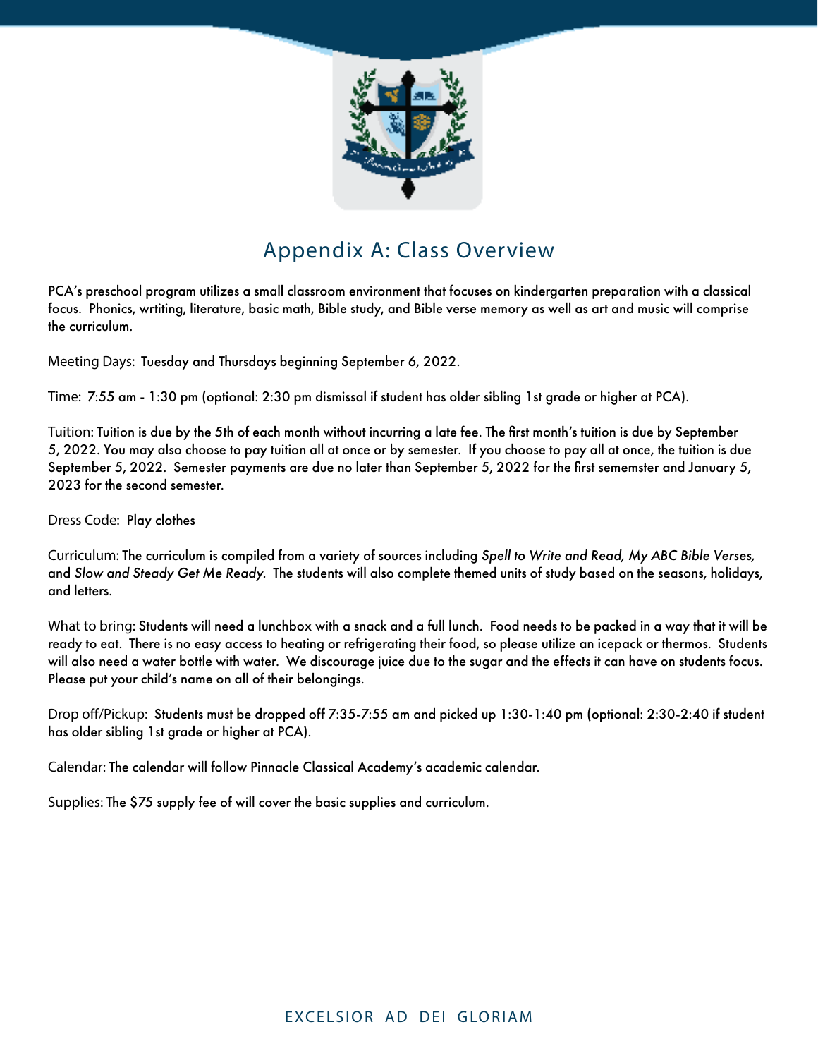# Appendix A: Class Overview

PCA's preschool program utilizes a small classroom environment that focuses on kindergarten preparation with a classical focus. Phonics, wrtiting, literature, basic math, Bible study, and Bible verse memory as well as art and music will comprise the curriculum.

Meeting Days: Tuesday and Thursdays beginning September 6, 2022.

Time: 7:55 am - 1:30 pm (optional: 2:30 pm dismissal if student has older sibling 1st grade or higher at PCA).

Tuition: Tuition is due by the 5th of each month without incurring a late fee. The first month's tuition is due by September 5, 2022. You may also choose to pay tuition all at once or by semester. If you choose to pay all at once, the tuition is due September 5, 2022. Semester payments are due no later than September 5, 2022 for the first sememster and January 5, 2023 for the second semester.

Dress Code: Play clothes

Curriculum: The curriculum is compiled from a variety of sources including *Spell to Write and Read, My ABC Bible Verses,* and *Slow and Steady Get Me Ready.* The students will also complete themed units of study based on the seasons, holidays, and letters.

What to bring: Students will need a lunchbox with a snack and a full lunch. Food needs to be packed in a way that it will be ready to eat. There is no easy access to heating or refrigerating their food, so please utilize an icepack or thermos. Students will also need a water bottle with water. We discourage juice due to the sugar and the effects it can have on students focus. Please put your child's name on all of their belongings.

Drop off/Pickup: Students must be dropped off 7:35-7:55 am and picked up 1:30-1:40 pm (optional: 2:30-2:40 if student has older sibling 1st grade or higher at PCA).

Calendar: The calendar will follow Pinnacle Classical Academy's academic calendar.

Supplies: The $75 supply fee of will cover the basic supplies and curriculum.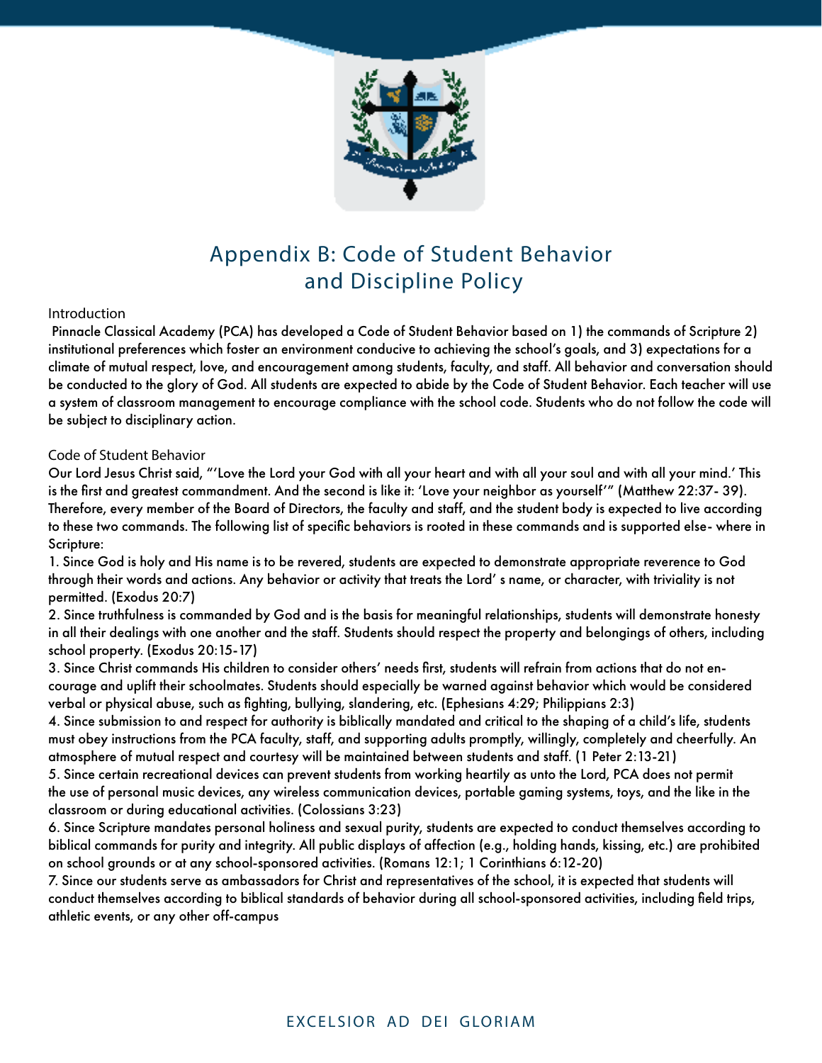# Appendix B: Code of Student Behavior and Discipline Policy

Introduction

Pinnacle Classical Academy (PCA) has developed a Code of Student Behavior based on 1) the commands of Scripture 2) institutional preferences which foster an environment conducive to achieving the school's goals, and 3) expectations for a climate of mutual respect, love, and encouragement among students, faculty, and staff. All behavior and conversation should be conducted to the glory of God. All students are expected to abide by the Code of Student Behavior. Each teacher will use a system of classroom management to encourage compliance with the school code. Students who do not follow the code will be subject to disciplinary action.

Code of Student Behavior

Our Lord Jesus Christ said, "'Love the Lord your God with all your heart and with all your soul and with all your mind.' This is the first and greatest commandment. And the second is like it: 'Love your neighbor as yourself'" (Matthew 22:37- 39). Therefore, every member of the Board of Directors, the faculty and staff, and the student body is expected to live according to these two commands. The following list of specific behaviors is rooted in these commands and is supported else- where in Scripture:

1. Since God is holy and His name is to be revered, students are expected to demonstrate appropriate reverence to God through their words and actions. Any behavior or activity that treats the Lord' s name, or character, with triviality is not permitted. (Exodus 20:7)
2. Since truthfulness is commanded by God and is the basis for meaningful relationships, students will demonstrate honesty in all their dealings with one another and the staff. Students should respect the property and belongings of others, including school property. (Exodus 20:15-17)
3. Since Christ commands His children to consider others' needs first, students will refrain from actions that do not en- courage and uplift their schoolmates. Students should especially be warned against behavior which would be considered verbal or physical abuse, such as fighting, bullying, slandering, etc. (Ephesians 4:29; Philippians 2:3)
4. Since submission to and respect for authority is biblically mandated and critical to the shaping of a child's life, students must obey instructions from the PCA faculty, staff, and supporting adults promptly, willingly, completely and cheerfully. An atmosphere of mutual respect and courtesy will be maintained between students and staff. (1 Peter 2:13-21)
5. Since certain recreational devices can prevent students from working heartily as unto the Lord, PCA does not permit the use of personal music devices, any wireless communication devices, portable gaming systems, toys, and the like in the classroom or during educational activities. (Colossians 3:23)
6. Since Scripture mandates personal holiness and sexual purity, students are expected to conduct themselves according to biblical commands for purity and integrity. All public displays of affection (e.g., holding hands, kissing, etc.) are prohibited on school grounds or at any school-sponsored activities. (Romans 12:1; 1 Corinthians 6:12-20)
7. Since our students serve as ambassadors for Christ and representatives of the school, it is expected that students will conduct themselves according to biblical standards of behavior during all school-sponsored activities, including field trips, athletic events, or any other off-campus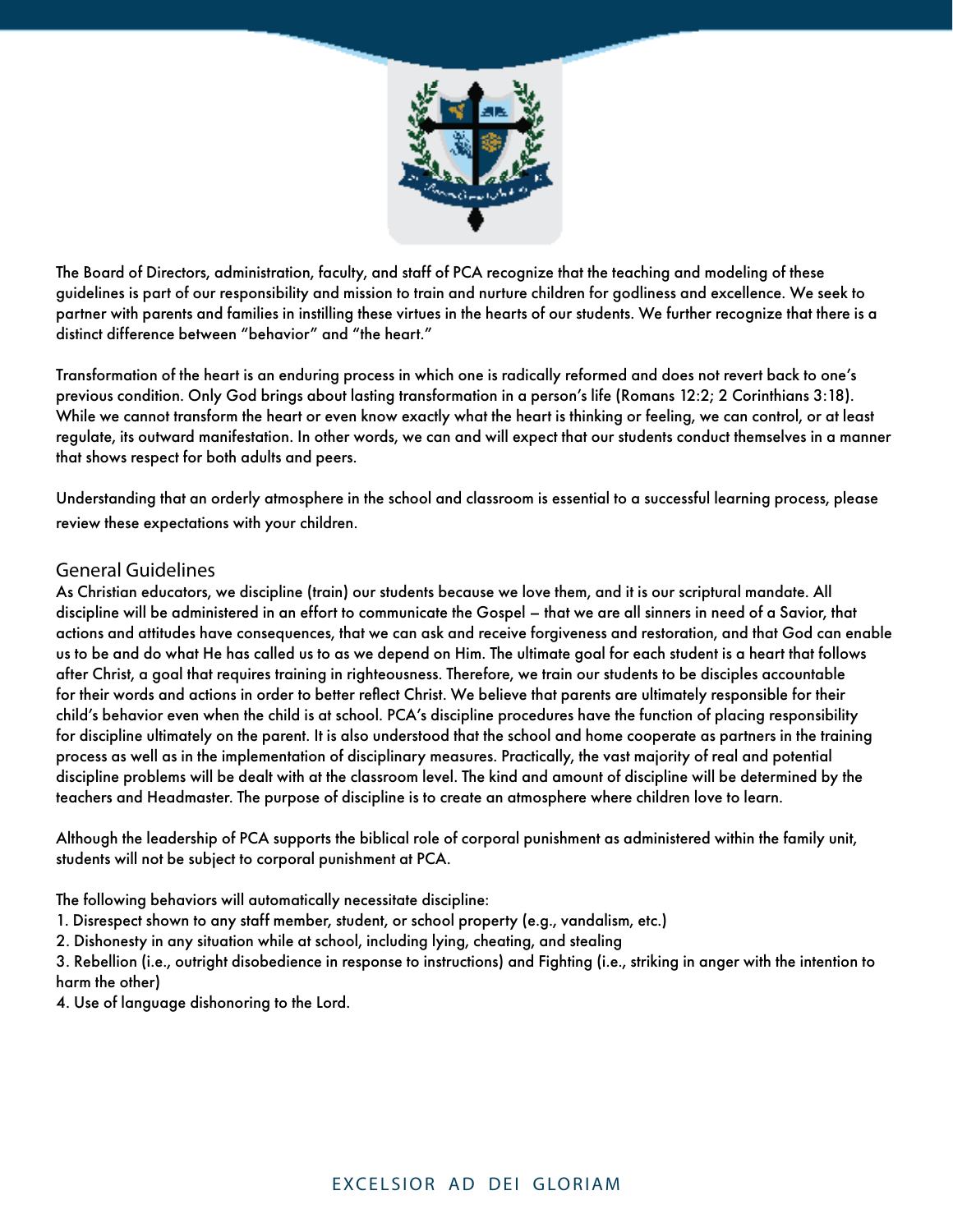The Board of Directors, administration, faculty, and staff of PCA recognize that the teaching and modeling of these guidelines is part of our responsibility and mission to train and nurture children for godliness and excellence. We seek to partner with parents and families in instilling these virtues in the hearts of our students. We further recognize that there is a distinct difference between "behavior" and "the heart."

Transformation of the heart is an enduring process in which one is radically reformed and does not revert back to one's previous condition. Only God brings about lasting transformation in a person's life (Romans 12:2; 2 Corinthians 3:18). While we cannot transform the heart or even know exactly what the heart is thinking or feeling, we can control, or at least regulate, its outward manifestation. In other words, we can and will expect that our students conduct themselves in a manner that shows respect for both adults and peers.

Understanding that an orderly atmosphere in the school and classroom is essential to a successful learning process, please review these expectations with your children.

## General Guidelines

As Christian educators, we discipline (train) our students because we love them, and it is our scriptural mandate. All discipline will be administered in an effort to communicate the Gospel – that we are all sinners in need of a Savior, that actions and attitudes have consequences, that we can ask and receive forgiveness and restoration, and that God can enable us to be and do what He has called us to as we depend on Him. The ultimate goal for each student is a heart that follows after Christ, a goal that requires training in righteousness. Therefore, we train our students to be disciples accountable for their words and actions in order to better reflect Christ. We believe that parents are ultimately responsible for their child's behavior even when the child is at school. PCA's discipline procedures have the function of placing responsibility for discipline ultimately on the parent. It is also understood that the school and home cooperate as partners in the training process as well as in the implementation of disciplinary measures. Practically, the vast majority of real and potential discipline problems will be dealt with at the classroom level. The kind and amount of discipline will be determined by the teachers and Headmaster. The purpose of discipline is to create an atmosphere where children love to learn.

Although the leadership of PCA supports the biblical role of corporal punishment as administered within the family unit, students will not be subject to corporal punishment at PCA.

The following behaviors will automatically necessitate discipline:

1. Disrespect shown to any staff member, student, or school property (e.g., vandalism, etc.)
2. Dishonesty in any situation while at school, including lying, cheating, and stealing
3. Rebellion (i.e., outright disobedience in response to instructions) and Fighting (i.e., striking in anger with the intention to harm the other)
4. Use of language dishonoring to the Lord.

EXCELSIOR AD DEI GLORIAM